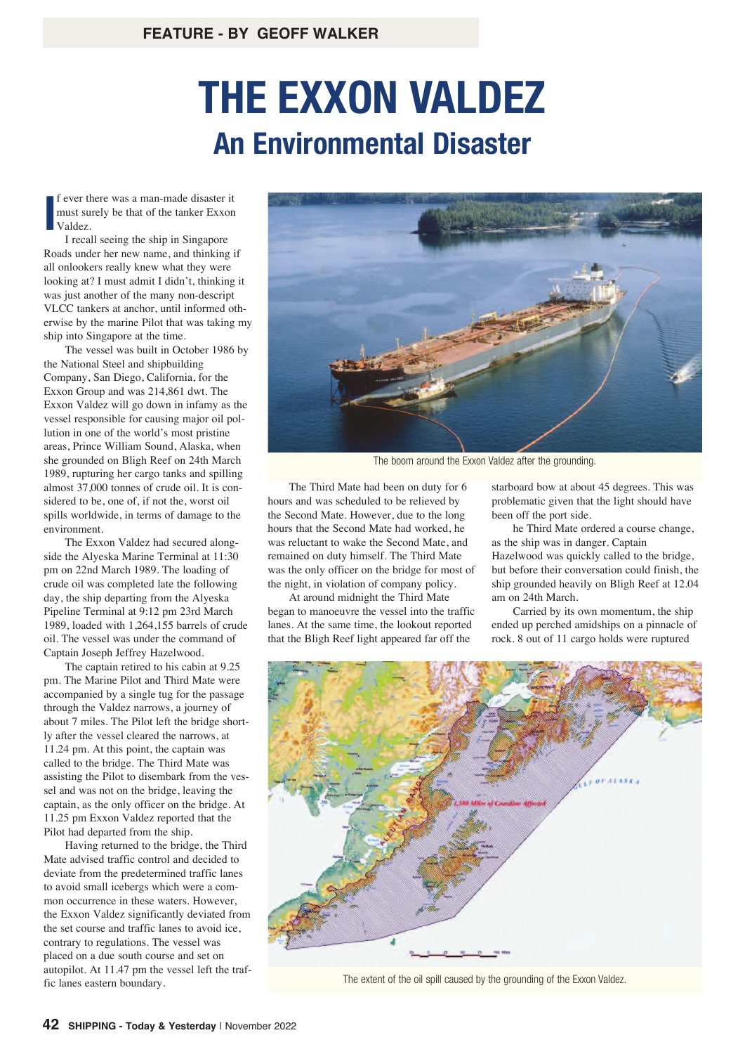FEATURE - BY GEOFF WALKER

# THE EXXON VALDEZ

## An Environmental Disaster

If ever there was a man-made disaster it must surely be that of the tanker Exxon Valdez.

I recall seeing the ship in Singapore Roads under her new name, and thinking if all onlookers really knew what they were looking at? I must admit I didn't, thinking it was just another of the many non-descript VLCC tankers at anchor, until informed otherwise by the marine Pilot that was taking my ship into Singapore at the time.

The vessel was built in October 1986 by the National Steel and shipbuilding Company, San Diego, California, for the Exxon Group and was 214,861 dwt. The Exxon Valdez will go down in infamy as the vessel responsible for causing major oil pollution in one of the world's most pristine areas, Prince William Sound, Alaska, when she grounded on Bligh Reef on 24th March 1989, rupturing her cargo tanks and spilling almost 37,000 tonnes of crude oil. It is considered to be, one of, if not the, worst oil spills worldwide, in terms of damage to the environment.

The Exxon Valdez had secured alongside the Alyeska Marine Terminal at 11:30 pm on 22nd March 1989. The loading of crude oil was completed late the following day, the ship departing from the Alyeska Pipeline Terminal at 9:12 pm 23rd March 1989, loaded with 1,264,155 barrels of crude oil. The vessel was under the command of Captain Joseph Jeffrey Hazelwood.

The captain retired to his cabin at 9.25 pm. The Marine Pilot and Third Mate were accompanied by a single tug for the passage through the Valdez narrows, a journey of about 7 miles. The Pilot left the bridge shortly after the vessel cleared the narrows, at 11.24 pm. At this point, the captain was called to the bridge. The Third Mate was assisting the Pilot to disembark from the vessel and was not on the bridge, leaving the captain, as the only officer on the bridge. At 11.25 pm Exxon Valdez reported that the Pilot had departed from the ship.

Having returned to the bridge, the Third Mate advised traffic control and decided to deviate from the predetermined traffic lanes to avoid small icebergs which were a common occurrence in these waters. However, the Exxon Valdez significantly deviated from the set course and traffic lanes to avoid ice, contrary to regulations. The vessel was placed on a due south course and set on autopilot. At 11.47 pm the vessel left the traffic lanes eastern boundary.

The boom around the Exxon Valdez after the grounding.

The Third Mate had been on duty for 6 hours and was scheduled to be relieved by the Second Mate. However, due to the long hours that the Second Mate had worked, he was reluctant to wake the Second Mate, and remained on duty himself. The Third Mate was the only officer on the bridge for most of the night, in violation of company policy.

At around midnight the Third Mate began to manoeuvre the vessel into the traffic lanes. At the same time, the lookout reported that the Bligh Reef light appeared far off the starboard bow at about 45 degrees. This was problematic given that the light should have been off the port side.

he Third Mate ordered a course change, as the ship was in danger. Captain Hazelwood was quickly called to the bridge, but before their conversation could finish, the ship grounded heavily on Bligh Reef at 12.04 am on 24th March.

Carried by its own momentum, the ship ended up perched amidships on a pinnacle of rock. 8 out of 11 cargo holds were ruptured

The extent of the oil spill caused by the grounding of the Exxon Valdez.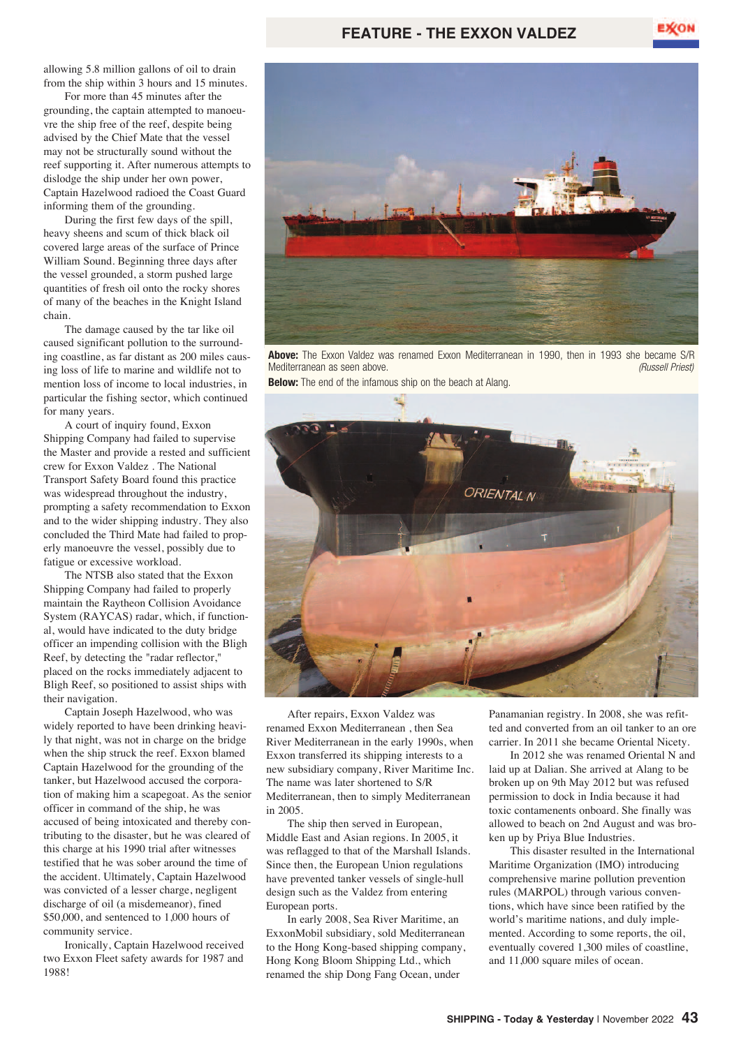allowing 5.8 million gallons of oil to drain from the ship within 3 hours and 15 minutes.

For more than 45 minutes after the grounding, the captain attempted to manoeuvre the ship free of the reef, despite being advised by the Chief Mate that the vessel may not be structurally sound without the reef supporting it. After numerous attempts to dislodge the ship under her own power, Captain Hazelwood radioed the Coast Guard informing them of the grounding.

During the first few days of the spill, heavy sheens and scum of thick black oil covered large areas of the surface of Prince William Sound. Beginning three days after the vessel grounded, a storm pushed large quantities of fresh oil onto the rocky shores of many of the beaches in the Knight Island chain.

The damage caused by the tar like oil caused significant pollution to the surrounding coastline, as far distant as 200 miles causing loss of life to marine and wildlife not to mention loss of income to local industries, in particular the fishing sector, which continued for many years.

A court of inquiry found, Exxon Shipping Company had failed to supervise the Master and provide a rested and sufficient crew for Exxon Valdez . The National Transport Safety Board found this practice was widespread throughout the industry, prompting a safety recommendation to Exxon and to the wider shipping industry. They also concluded the Third Mate had failed to properly manoeuvre the vessel, possibly due to fatigue or excessive workload.

The NTSB also stated that the Exxon Shipping Company had failed to properly maintain the Raytheon Collision Avoidance System (RAYCAS) radar, which, if functional, would have indicated to the duty bridge officer an impending collision with the Bligh Reef, by detecting the "radar reflector," placed on the rocks immediately adjacent to Bligh Reef, so positioned to assist ships with their navigation.

Captain Joseph Hazelwood, who was widely reported to have been drinking heavily that night, was not in charge on the bridge when the ship struck the reef. Exxon blamed Captain Hazelwood for the grounding of the tanker, but Hazelwood accused the corporation of making him a scapegoat. As the senior officer in command of the ship, he was accused of being intoxicated and thereby contributing to the disaster, but he was cleared of this charge at his 1990 trial after witnesses testified that he was sober around the time of the accident. Ultimately, Captain Hazelwood was convicted of a lesser charge, negligent discharge of oil (a misdemeanor), fined $50,000, and sentenced to 1,000 hours of community service.

Ironically, Captain Hazelwood received two Exxon Fleet safety awards for 1987 and 1988!

**Above:** The Exxon Valdez was renamed Exxon Mediterranean in 1990, then in 1993 she became S/R Mediterranean as seen above. *(Russell Priest)*

**Below:** The end of the infamous ship on the beach at Alang.

After repairs, Exxon Valdez was renamed Exxon Mediterranean , then Sea River Mediterranean in the early 1990s, when Exxon transferred its shipping interests to a new subsidiary company, River Maritime Inc. The name was later shortened to S/R Mediterranean, then to simply Mediterranean in 2005.

The ship then served in European, Middle East and Asian regions. In 2005, it was reflagged to that of the Marshall Islands. Since then, the European Union regulations have prevented tanker vessels of single-hull design such as the Valdez from entering European ports.

In early 2008, Sea River Maritime, an ExxonMobil subsidiary, sold Mediterranean to the Hong Kong-based shipping company, Hong Kong Bloom Shipping Ltd., which renamed the ship Dong Fang Ocean, under Panamanian registry. In 2008, she was refitted and converted from an oil tanker to an ore carrier. In 2011 she became Oriental Nicety.

In 2012 she was renamed Oriental N and laid up at Dalian. She arrived at Alang to be broken up on 9th May 2012 but was refused permission to dock in India because it had toxic contamenents onboard. She finally was allowed to beach on 2nd August and was broken up by Priya Blue Industries.

This disaster resulted in the International Maritime Organization (IMO) introducing comprehensive marine pollution prevention rules (MARPOL) through various conventions, which have since been ratified by the world's maritime nations, and duly implemented. According to some reports, the oil, eventually covered 1,300 miles of coastline, and 11,000 square miles of ocean.